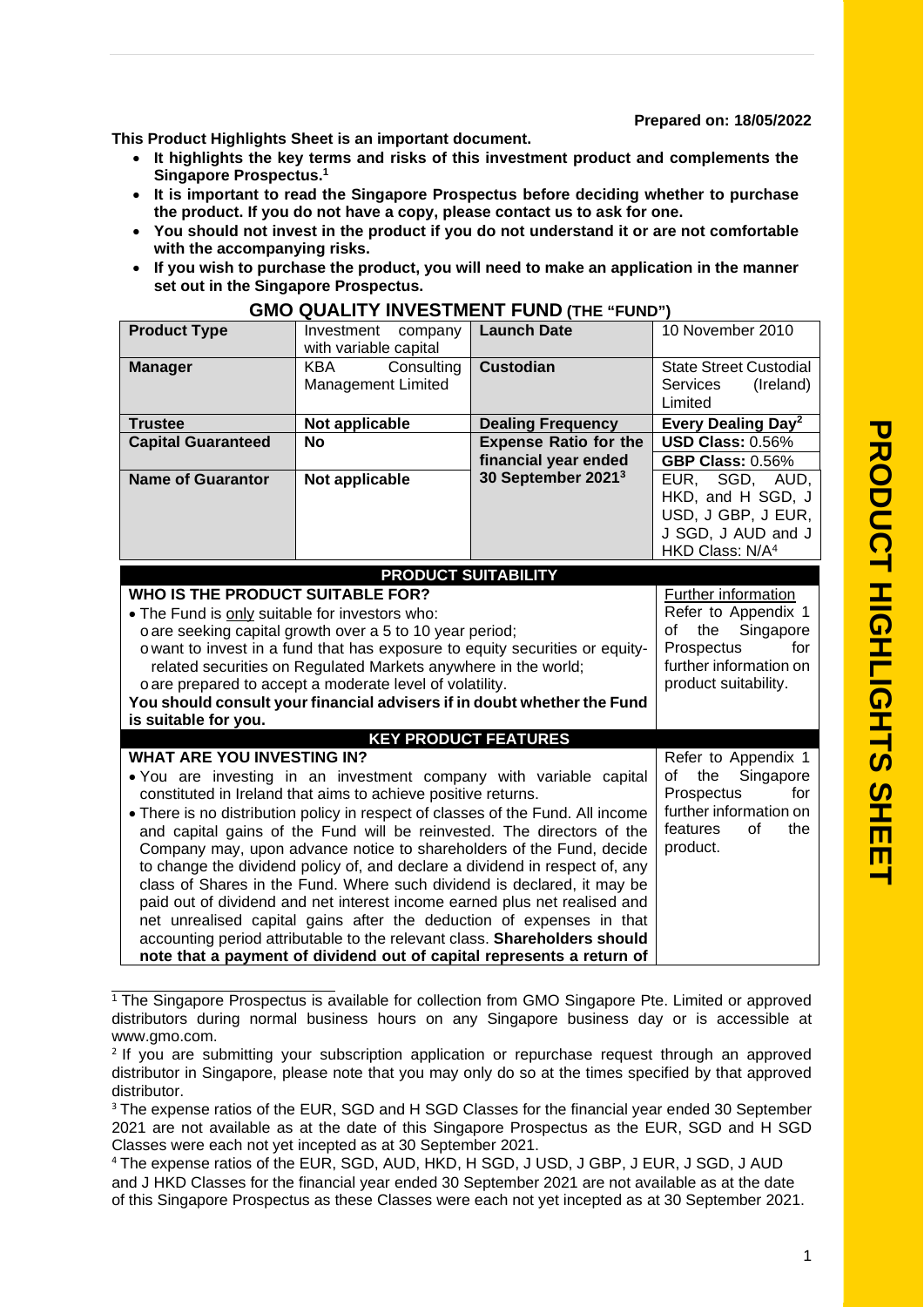**Prepared on: 18/05/2022**

**This Product Highlights Sheet is an important document.**

- **It highlights the key terms and risks of this investment product and complements the Singapore Prospectus.[1]**
- **It is important to read the Singapore Prospectus before deciding whether to purchase the product. If you do not have a copy, please contact us to ask for one.**
- **You should not invest in the product if you do not understand it or are not comfortable with the accompanying risks.**
- **If you wish to purchase the product, you will need to make an application in the manner set out in the Singapore Prospectus.**

## GMO QUALITY INVESTMENT FUND (THE "FUND")

| **Product Type** | Investment company with variable capital | **Launch Date** | 10 November 2010 |
|---|---|---|---|
| **Manager** | KBA Consulting Management Limited | **Custodian** | State Street Custodial Services (Ireland) Limited |
| **Trustee** | **Not applicable** | **Dealing Frequency** | **Every Dealing Day[2]** |
| **Capital Guaranteed** | **No** | **Expense Ratio for the financial year ended 30 September 2021[3]** | **USD Class:** 0.56%<br>**GBP Class:** 0.56%<br>EUR, SGD, AUD, HKD, and H SGD, J USD, J GBP, J EUR, J SGD, J AUD and J HKD Class: N/A[4] |
| **Name of Guarantor** | **Not applicable** | | |

### PRODUCT SUITABILITY

| | |
|---|---|
| **WHO IS THE PRODUCT SUITABLE FOR?**<br>• The Fund is only suitable for investors who:<br>o are seeking capital growth over a 5 to 10 year period;<br>o want to invest in a fund that has exposure to equity securities or equity-related securities on Regulated Markets anywhere in the world;<br>o are prepared to accept a moderate level of volatility.<br>**You should consult your financial advisers if in doubt whether the Fund is suitable for you.** | Further information<br>Refer to Appendix 1 of the Singapore Prospectus for further information on product suitability. |

### KEY PRODUCT FEATURES

| | |
|---|---|
| **WHAT ARE YOU INVESTING IN?**<br>• You are investing in an investment company with variable capital constituted in Ireland that aims to achieve positive returns.<br>• There is no distribution policy in respect of classes of the Fund. All income and capital gains of the Fund will be reinvested. The directors of the Company may, upon advance notice to shareholders of the Fund, decide to change the dividend policy of, and declare a dividend in respect of, any class of Shares in the Fund. Where such dividend is declared, it may be paid out of dividend and net interest income earned plus net realised and net unrealised capital gains after the deduction of expenses in that accounting period attributable to the relevant class. **Shareholders should note that a payment of dividend out of capital represents a return of** | Refer to Appendix 1 of the Singapore Prospectus for further information on features of the product. |

[1] The Singapore Prospectus is available for collection from GMO Singapore Pte. Limited or approved distributors during normal business hours on any Singapore business day or is accessible at www.gmo.com.

[2] If you are submitting your subscription application or repurchase request through an approved distributor in Singapore, please note that you may only do so at the times specified by that approved distributor.

[3] The expense ratios of the EUR, SGD and H SGD Classes for the financial year ended 30 September 2021 are not available as at the date of this Singapore Prospectus as the EUR, SGD and H SGD Classes were each not yet incepted as at 30 September 2021.

[4] The expense ratios of the EUR, SGD, AUD, HKD, H SGD, J USD, J GBP, J EUR, J SGD, J AUD and J HKD Classes for the financial year ended 30 September 2021 are not available as at the date of this Singapore Prospectus as these Classes were each not yet incepted as at 30 September 2021.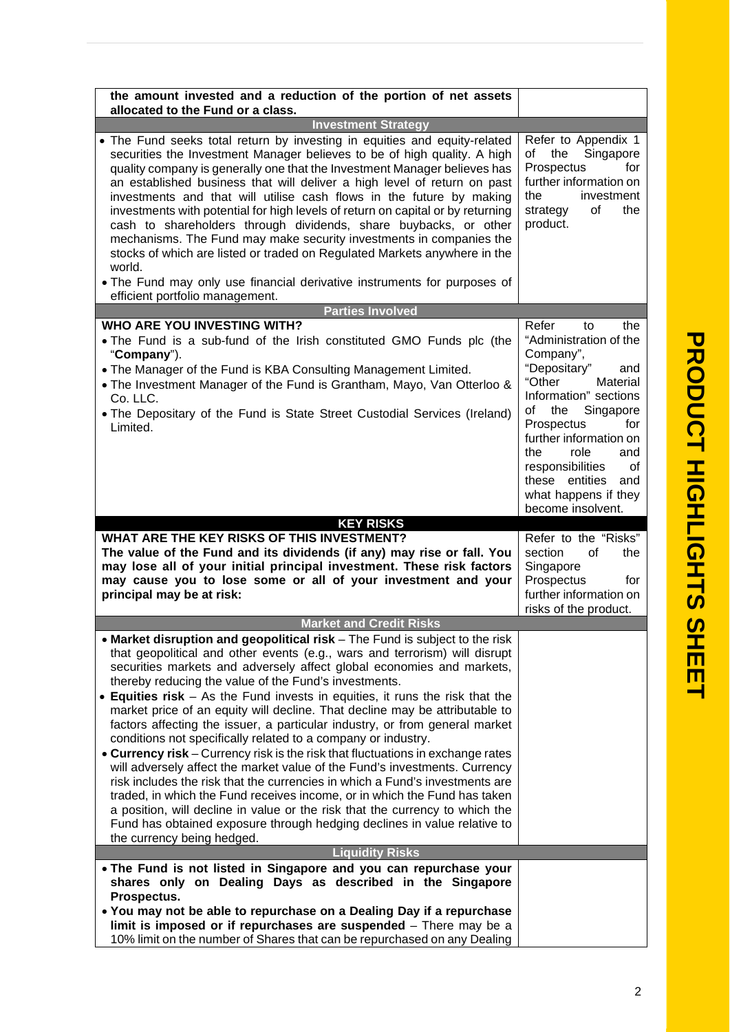| | |
|---|---|
| **the amount invested and a reduction of the portion of net assets allocated to the Fund or a class.** | |
| **Investment Strategy** | |
| • The Fund seeks total return by investing in equities and equity-related securities the Investment Manager believes to be of high quality. A high quality company is generally one that the Investment Manager believes has an established business that will deliver a high level of return on past investments and that will utilise cash flows in the future by making investments with potential for high levels of return on capital or by returning cash to shareholders through dividends, share buybacks, or other mechanisms. The Fund may make security investments in companies the stocks of which are listed or traded on Regulated Markets anywhere in the world.<br>• The Fund may only use financial derivative instruments for purposes of efficient portfolio management. | Refer to Appendix 1 of the Singapore Prospectus for further information on the investment strategy of the product. |
| **Parties Involved** | |
| **WHO ARE YOU INVESTING WITH?**<br>• The Fund is a sub-fund of the Irish constituted GMO Funds plc (the "**Company**").<br>• The Manager of the Fund is KBA Consulting Management Limited.<br>• The Investment Manager of the Fund is Grantham, Mayo, Van Otterloo & Co. LLC.<br>• The Depositary of the Fund is State Street Custodial Services (Ireland) Limited. | Refer to the "Administration of the Company", "Depositary" and "Other Material Information" sections of the Singapore Prospectus for further information on the role and responsibilities of these entities and what happens if they become insolvent. |
| **KEY RISKS** | |
| **WHAT ARE THE KEY RISKS OF THIS INVESTMENT?**<br>**The value of the Fund and its dividends (if any) may rise or fall. You may lose all of your initial principal investment. These risk factors may cause you to lose some or all of your investment and your principal may be at risk:** | Refer to the "Risks" section of the Singapore Prospectus for further information on risks of the product. |
| **Market and Credit Risks** | |
| • **Market disruption and geopolitical risk** – The Fund is subject to the risk that geopolitical and other events (e.g., wars and terrorism) will disrupt securities markets and adversely affect global economies and markets, thereby reducing the value of the Fund's investments.<br>• **Equities risk** – As the Fund invests in equities, it runs the risk that the market price of an equity will decline. That decline may be attributable to factors affecting the issuer, a particular industry, or from general market conditions not specifically related to a company or industry.<br>• **Currency risk** – Currency risk is the risk that fluctuations in exchange rates will adversely affect the market value of the Fund's investments. Currency risk includes the risk that the currencies in which a Fund's investments are traded, in which the Fund receives income, or in which the Fund has taken a position, will decline in value or the risk that the currency to which the Fund has obtained exposure through hedging declines in value relative to the currency being hedged. | |
| **Liquidity Risks** | |
| • **The Fund is not listed in Singapore and you can repurchase your shares only on Dealing Days as described in the Singapore Prospectus.**<br>• **You may not be able to repurchase on a Dealing Day if a repurchase limit is imposed or if repurchases are suspended** – There may be a 10% limit on the number of Shares that can be repurchased on any Dealing | |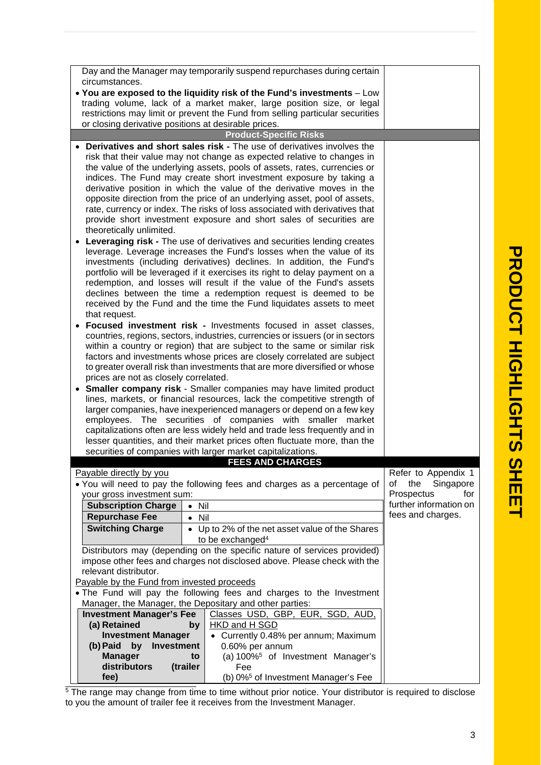Day and the Manager may temporarily suspend repurchases during certain circumstances.

- **You are exposed to the liquidity risk of the Fund's investments** – Low trading volume, lack of a market maker, large position size, or legal restrictions may limit or prevent the Fund from selling particular securities or closing derivative positions at desirable prices.

### Product-Specific Risks

- **Derivatives and short sales risk -** The use of derivatives involves the risk that their value may not change as expected relative to changes in the value of the underlying assets, pools of assets, rates, currencies or indices. The Fund may create short investment exposure by taking a derivative position in which the value of the derivative moves in the opposite direction from the price of an underlying asset, pool of assets, rate, currency or index. The risks of loss associated with derivatives that provide short investment exposure and short sales of securities are theoretically unlimited.
- **Leveraging risk -** The use of derivatives and securities lending creates leverage. Leverage increases the Fund's losses when the value of its investments (including derivatives) declines. In addition, the Fund's portfolio will be leveraged if it exercises its right to delay payment on a redemption, and losses will result if the value of the Fund's assets declines between the time a redemption request is deemed to be received by the Fund and the time the Fund liquidates assets to meet that request.
- **Focused investment risk -** Investments focused in asset classes, countries, regions, sectors, industries, currencies or issuers (or in sectors within a country or region) that are subject to the same or similar risk factors and investments whose prices are closely correlated are subject to greater overall risk than investments that are more diversified or whose prices are not as closely correlated.
- **Smaller company risk** - Smaller companies may have limited product lines, markets, or financial resources, lack the competitive strength of larger companies, have inexperienced managers or depend on a few key employees. The securities of companies with smaller market capitalizations often are less widely held and trade less frequently and in lesser quantities, and their market prices often fluctuate more, than the securities of companies with larger market capitalizations.

## FEES AND CHARGES

*Refer to Appendix 1 of the Singapore Prospectus for further information on fees and charges.*

Payable directly by you

- You will need to pay the following fees and charges as a percentage of your gross investment sum:

| | |
|---|---|
| **Subscription Charge** | Nil |
| **Repurchase Fee** | Nil |
| **Switching Charge** | Up to 2% of the net asset value of the Shares to be exchanged[4] |

Distributors may (depending on the specific nature of services provided) impose other fees and charges not disclosed above. Please check with the relevant distributor.

Payable by the Fund from invested proceeds

- The Fund will pay the following fees and charges to the Investment Manager, the Manager, the Depositary and other parties:

| | Classes USD, GBP, EUR, SGD, AUD, HKD and H SGD |
|---|---|
| **Investment Manager's Fee**<br>**(a) Retained by Investment Manager**<br>**(b) Paid by Investment Manager to distributors (trailer fee)** | Currently 0.48% per annum; Maximum 0.60% per annum<br>(a) 100%[5] of Investment Manager's Fee<br>(b) 0%[5] of Investment Manager's Fee |

[5] The range may change from time to time without prior notice. Your distributor is required to disclose to you the amount of trailer fee it receives from the Investment Manager.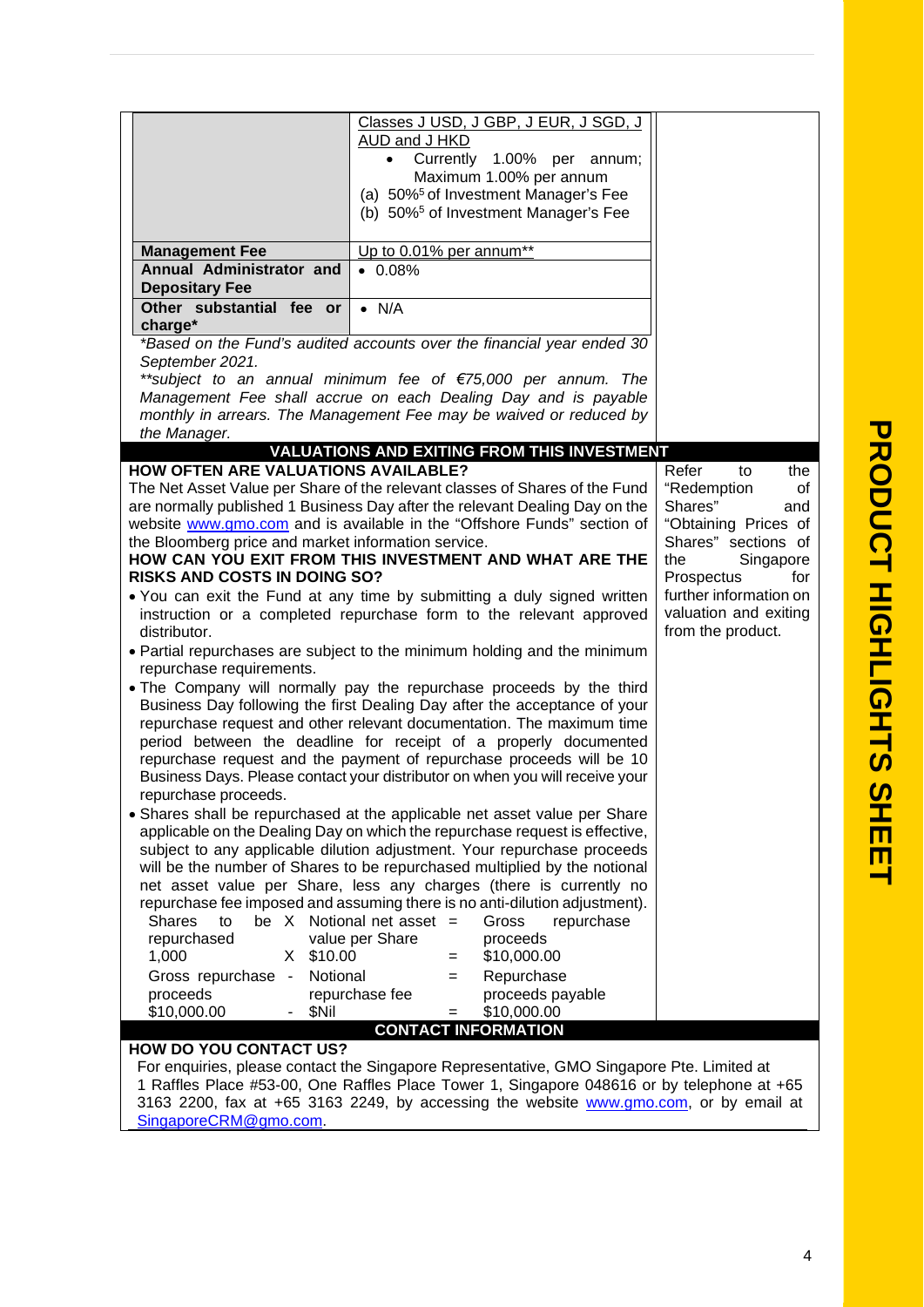| | Classes J USD, J GBP, J EUR, J SGD, J AUD and J HKD<br>• Currently 1.00% per annum; Maximum 1.00% per annum<br>(a) 50%[5] of Investment Manager's Fee<br>(b) 50%[5] of Investment Manager's Fee |
|---|---|
| **Management Fee** | Up to 0.01% per annum** |
| **Annual Administrator and Depositary Fee** | • 0.08% |
| **Other substantial fee or charge*** | • N/A |

*Based on the Fund's audited accounts over the financial year ended 30 September 2021.*

***subject to an annual minimum fee of €75,000 per annum. The Management Fee shall accrue on each Dealing Day and is payable monthly in arrears. The Management Fee may be waived or reduced by the Manager.*

## VALUATIONS AND EXITING FROM THIS INVESTMENT

Refer to the "Redemption of Shares" and "Obtaining Prices of Shares" sections of the Singapore Prospectus for further information on valuation and exiting from the product.

### HOW OFTEN ARE VALUATIONS AVAILABLE?

The Net Asset Value per Share of the relevant classes of Shares of the Fund are normally published 1 Business Day after the relevant Dealing Day on the website www.gmo.com and is available in the "Offshore Funds" section of the Bloomberg price and market information service.

### HOW CAN YOU EXIT FROM THIS INVESTMENT AND WHAT ARE THE RISKS AND COSTS IN DOING SO?

- You can exit the Fund at any time by submitting a duly signed written instruction or a completed repurchase form to the relevant approved distributor.
- Partial repurchases are subject to the minimum holding and the minimum repurchase requirements.
- The Company will normally pay the repurchase proceeds by the third Business Day following the first Dealing Day after the acceptance of your repurchase request and other relevant documentation. The maximum time period between the deadline for receipt of a properly documented repurchase request and the payment of repurchase proceeds will be 10 Business Days. Please contact your distributor on when you will receive your repurchase proceeds.
- Shares shall be repurchased at the applicable net asset value per Share applicable on the Dealing Day on which the repurchase request is effective, subject to any applicable dilution adjustment. Your repurchase proceeds will be the number of Shares to be repurchased multiplied by the notional net asset value per Share, less any charges (there is currently no repurchase fee imposed and assuming there is no anti-dilution adjustment).

| Shares to be repurchased | X | Notional net asset value per Share | = | Gross repurchase proceeds |
|---|---|---|---|---|
| 1,000 | X | $10.00 | = | $10,000.00 |
| Gross repurchase proceeds | - | Notional repurchase fee | = | Repurchase proceeds payable |
| $10,000.00 | - | $Nil | = | $10,000.00 |

## CONTACT INFORMATION

### HOW DO YOU CONTACT US?

For enquiries, please contact the Singapore Representative, GMO Singapore Pte. Limited at 1 Raffles Place #53-00, One Raffles Place Tower 1, Singapore 048616 or by telephone at +65 3163 2200, fax at +65 3163 2249, by accessing the website www.gmo.com, or by email at SingaporeCRM@gmo.com.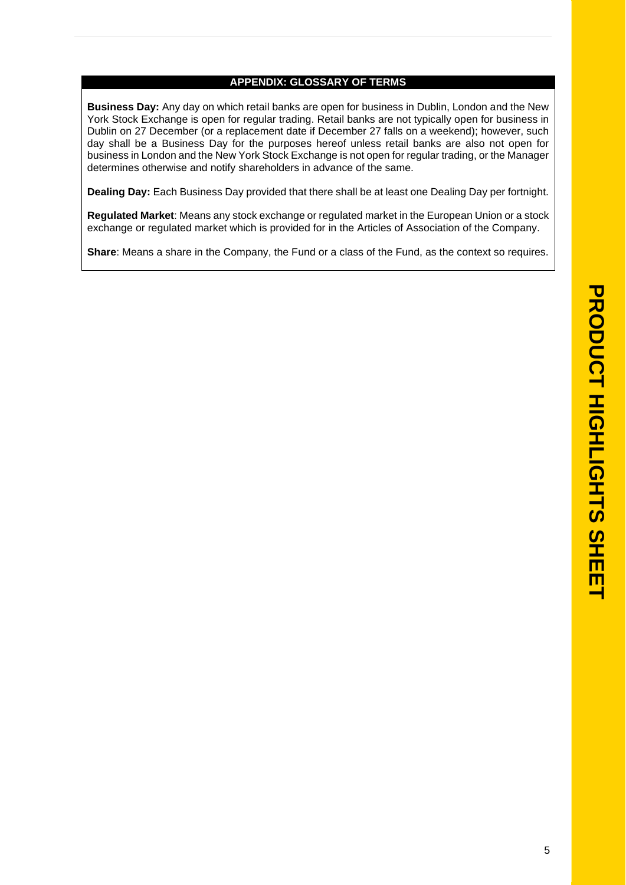## APPENDIX: GLOSSARY OF TERMS

**Business Day:** Any day on which retail banks are open for business in Dublin, London and the New York Stock Exchange is open for regular trading. Retail banks are not typically open for business in Dublin on 27 December (or a replacement date if December 27 falls on a weekend); however, such day shall be a Business Day for the purposes hereof unless retail banks are also not open for business in London and the New York Stock Exchange is not open for regular trading, or the Manager determines otherwise and notify shareholders in advance of the same.

**Dealing Day:** Each Business Day provided that there shall be at least one Dealing Day per fortnight.

**Regulated Market**: Means any stock exchange or regulated market in the European Union or a stock exchange or regulated market which is provided for in the Articles of Association of the Company.

**Share**: Means a share in the Company, the Fund or a class of the Fund, as the context so requires.